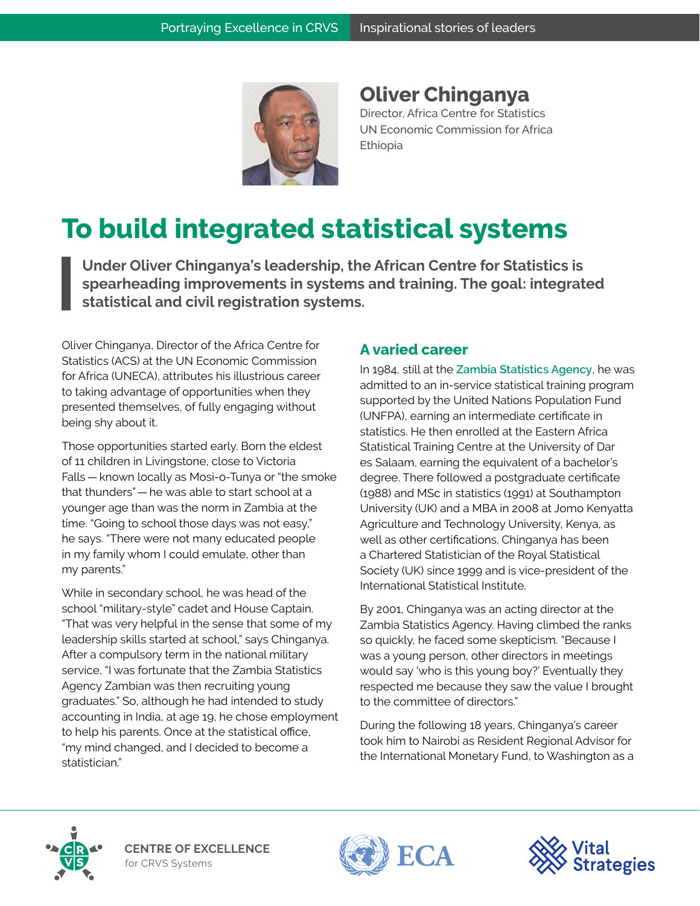# Oliver Chinganya

Director, Africa Centre for Statistics
UN Economic Commission for Africa
Ethiopia

# To build integrated statistical systems

> **Under Oliver Chinganya's leadership, the African Centre for Statistics is spearheading improvements in systems and training. The goal: integrated statistical and civil registration systems.**

Oliver Chinganya, Director of the Africa Centre for Statistics (ACS) at the UN Economic Commission for Africa (UNECA), attributes his illustrious career to taking advantage of opportunities when they presented themselves, of fully engaging without being shy about it.

Those opportunities started early. Born the eldest of 11 children in Livingstone, close to Victoria Falls — known locally as Mosi-o-Tunya or "the smoke that thunders" — he was able to start school at a younger age than was the norm in Zambia at the time. "Going to school those days was not easy," he says. "There were not many educated people in my family whom I could emulate, other than my parents."

While in secondary school, he was head of the school "military-style" cadet and House Captain. "That was very helpful in the sense that some of my leadership skills started at school," says Chinganya. After a compulsory term in the national military service, "I was fortunate that the Zambia Statistics Agency Zambian was then recruiting young graduates." So, although he had intended to study accounting in India, at age 19, he chose employment to help his parents. Once at the statistical office, "my mind changed, and I decided to become a statistician."

## A varied career

In 1984, still at the Zambia Statistics Agency, he was admitted to an in-service statistical training program supported by the United Nations Population Fund (UNFPA), earning an intermediate certificate in statistics. He then enrolled at the Eastern Africa Statistical Training Centre at the University of Dar es Salaam, earning the equivalent of a bachelor's degree. There followed a postgraduate certificate (1988) and MSc in statistics (1991) at Southampton University (UK) and a MBA in 2008 at Jomo Kenyatta Agriculture and Technology University, Kenya, as well as other certifications. Chinganya has been a Chartered Statistician of the Royal Statistical Society (UK) since 1999 and is vice-president of the International Statistical Institute.

By 2001, Chinganya was an acting director at the Zambia Statistics Agency. Having climbed the ranks so quickly, he faced some skepticism. "Because I was a young person, other directors in meetings would say 'who is this young boy?' Eventually they respected me because they saw the value I brought to the committee of directors."

During the following 18 years, Chinganya's career took him to Nairobi as Resident Regional Advisor for the International Monetary Fund, to Washington as a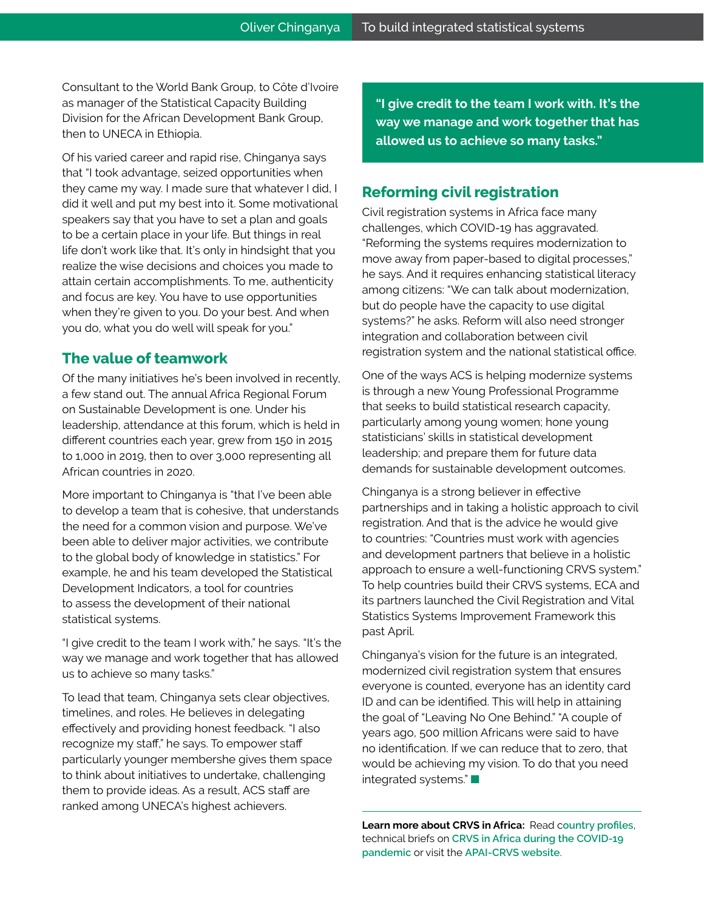Consultant to the World Bank Group, to Côte d'Ivoire as manager of the Statistical Capacity Building Division for the African Development Bank Group, then to UNECA in Ethiopia.

Of his varied career and rapid rise, Chinganya says that "I took advantage, seized opportunities when they came my way. I made sure that whatever I did, I did it well and put my best into it. Some motivational speakers say that you have to set a plan and goals to be a certain place in your life. But things in real life don't work like that. It's only in hindsight that you realize the wise decisions and choices you made to attain certain accomplishments. To me, authenticity and focus are key. You have to use opportunities when they're given to you. Do your best. And when you do, what you do well will speak for you."

## The value of teamwork

Of the many initiatives he's been involved in recently, a few stand out. The annual Africa Regional Forum on Sustainable Development is one. Under his leadership, attendance at this forum, which is held in different countries each year, grew from 150 in 2015 to 1,000 in 2019, then to over 3,000 representing all African countries in 2020.

More important to Chinganya is "that I've been able to develop a team that is cohesive, that understands the need for a common vision and purpose. We've been able to deliver major activities, we contribute to the global body of knowledge in statistics." For example, he and his team developed the Statistical Development Indicators, a tool for countries to assess the development of their national statistical systems.

"I give credit to the team I work with," he says. "It's the way we manage and work together that has allowed us to achieve so many tasks."

To lead that team, Chinganya sets clear objectives, timelines, and roles. He believes in delegating effectively and providing honest feedback. "I also recognize my staff," he says. To empower staff particularly younger membershe gives them space to think about initiatives to undertake, challenging them to provide ideas. As a result, ACS staff are ranked among UNECA's highest achievers.

**"I give credit to the team I work with. It's the way we manage and work together that has allowed us to achieve so many tasks."**

## Reforming civil registration

Civil registration systems in Africa face many challenges, which COVID-19 has aggravated. "Reforming the systems requires modernization to move away from paper-based to digital processes," he says. And it requires enhancing statistical literacy among citizens: "We can talk about modernization, but do people have the capacity to use digital systems?" he asks. Reform will also need stronger integration and collaboration between civil registration system and the national statistical office.

One of the ways ACS is helping modernize systems is through a new Young Professional Programme that seeks to build statistical research capacity, particularly among young women; hone young statisticians' skills in statistical development leadership; and prepare them for future data demands for sustainable development outcomes.

Chinganya is a strong believer in effective partnerships and in taking a holistic approach to civil registration. And that is the advice he would give to countries: "Countries must work with agencies and development partners that believe in a holistic approach to ensure a well-functioning CRVS system." To help countries build their CRVS systems, ECA and its partners launched the Civil Registration and Vital Statistics Systems Improvement Framework this past April.

Chinganya's vision for the future is an integrated, modernized civil registration system that ensures everyone is counted, everyone has an identity card ID and can be identified. This will help in attaining the goal of "Leaving No One Behind." "A couple of years ago, 500 million Africans were said to have no identification. If we can reduce that to zero, that would be achieving my vision. To do that you need integrated systems." ■

**Learn more about CRVS in Africa:** Read country profiles, technical briefs on CRVS in Africa during the COVID-19 pandemic or visit the APAI-CRVS website.